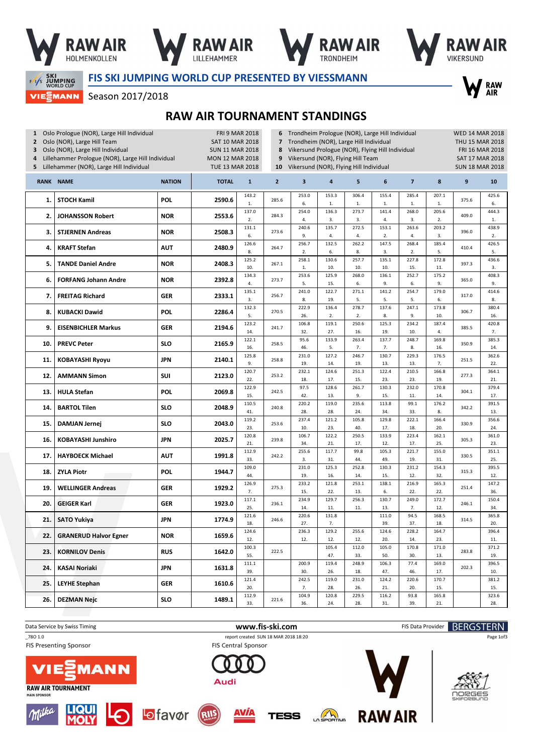# FIS SKI JUMPING WORLD CUP PRESENTED BY VIESSMANN

Season 2017/2018

## RAW AIR TOURNAMENT STANDINGS

| | | |
|---|---|---|
| 1 | Oslo Prologue (NOR), Large Hill Individual | FRI 9 MAR 2018 |
| 2 | Oslo (NOR), Large Hill Team | SAT 10 MAR 2018 |
| 3 | Oslo (NOR), Large Hill Individual | SUN 11 MAR 2018 |
| 4 | Lillehammer Prologue (NOR), Large Hill Individual | MON 12 MAR 2018 |
| 5 | Lillehammer (NOR), Large Hill Individual | TUE 13 MAR 2018 |
| 6 | Trondheim Prologue (NOR), Large Hill Individual | WED 14 MAR 2018 |
| 7 | Trondheim (NOR), Large Hill Individual | THU 15 MAR 2018 |
| 8 | Vikersund Prologue (NOR), Flying Hill Individual | FRI 16 MAR 2018 |
| 9 | Vikersund (NOR), Flying Hill Team | SAT 17 MAR 2018 |
| 10 | Vikersund (NOR), Flying Hill Individual | SUN 18 MAR 2018 |

| RANK | NAME | NATION | TOTAL | 1 | 2 | 3 | 4 | 5 | 6 | 7 | 8 | 9 | 10 |
|---|---|---|---|---|---|---|---|---|---|---|---|---|---|
| 1. | STOCH Kamil | POL | 2590.6 | 143.2 1. | 285.6 | 253.0 6. | 153.3 1. | 306.4 1. | 155.4 1. | 285.4 1. | 207.1 1. | 375.6 | 425.6 6. |
| 2. | JOHANSSON Robert | NOR | 2553.6 | 137.0 2. | 284.3 | 254.0 4. | 136.3 3. | 273.7 3. | 141.4 4. | 268.0 3. | 205.6 2. | 409.0 | 444.3 1. |
| 3. | STJERNEN Andreas | NOR | 2508.3 | 131.1 6. | 273.6 | 240.6 9. | 135.7 4. | 272.5 4. | 153.1 2. | 263.6 4. | 203.2 3. | 396.0 | 438.9 2. |
| 4. | KRAFT Stefan | AUT | 2480.9 | 126.6 8. | 264.7 | 256.7 2. | 132.5 6. | 262.2 8. | 147.5 3. | 268.4 2. | 185.4 5. | 410.4 | 426.5 5. |
| 5. | TANDE Daniel Andre | NOR | 2408.3 | 125.2 10. | 267.1 | 258.1 1. | 130.6 10. | 257.7 10. | 135.1 10. | 227.8 15. | 172.8 11. | 397.3 | 436.6 3. |
| 6. | FORFANG Johann Andre | NOR | 2392.8 | 134.3 4. | 273.7 | 253.6 5. | 125.9 15. | 268.0 6. | 136.1 9. | 252.7 6. | 175.2 9. | 365.0 | 408.3 9. |
| 7. | FREITAG Richard | GER | 2333.1 | 135.1 3. | 256.7 | 241.0 8. | 122.7 19. | 271.1 5. | 141.2 5. | 254.7 5. | 179.0 6. | 317.0 | 414.6 8. |
| 8. | KUBACKI Dawid | POL | 2286.4 | 132.3 5. | 270.5 | 222.9 26. | 136.4 2. | 278.7 2. | 137.6 8. | 247.1 9. | 173.8 10. | 306.7 | 380.4 16. |
| 9. | EISENBICHLER Markus | GER | 2194.6 | 123.2 14. | 241.7 | 106.8 32. | 119.1 27. | 250.6 16. | 125.3 19. | 234.2 10. | 187.4 4. | 385.5 | 420.8 7. |
| 10. | PREVC Peter | SLO | 2165.9 | 122.1 16. | 258.5 | 95.6 46. | 133.9 5. | 263.4 7. | 137.7 7. | 248.7 8. | 169.8 16. | 350.9 | 385.3 14. |
| 11. | KOBAYASHI Ryoyu | JPN | 2140.1 | 125.8 9. | 258.8 | 231.0 19. | 127.2 14. | 246.7 19. | 130.7 13. | 229.3 13. | 176.5 7. | 251.5 | 362.6 22. |
| 12. | AMMANN Simon | SUI | 2123.0 | 120.7 22. | 253.2 | 232.1 18. | 124.6 17. | 251.3 15. | 122.4 23. | 210.5 23. | 166.8 19. | 277.3 | 364.1 21. |
| 13. | HULA Stefan | POL | 2069.8 | 122.9 15. | 242.5 | 97.5 42. | 128.6 13. | 261.7 9. | 130.3 15. | 232.0 11. | 170.8 14. | 304.1 | 379.4 17. |
| 14. | BARTOL Tilen | SLO | 2048.9 | 110.5 41. | 240.8 | 220.2 28. | 119.0 28. | 235.6 24. | 113.8 34. | 99.1 33. | 176.2 8. | 342.2 | 391.5 13. |
| 15. | DAMJAN Jernej | SLO | 2043.0 | 119.2 23. | 253.6 | 237.4 10. | 121.2 23. | 105.8 40. | 129.8 17. | 222.1 18. | 166.4 20. | 330.9 | 356.6 24. |
| 16. | KOBAYASHI Junshiro | JPN | 2025.7 | 120.8 21. | 239.8 | 106.7 34. | 122.2 21. | 250.5 17. | 133.9 12. | 223.4 17. | 162.1 25. | 305.3 | 361.0 23. |
| 17. | HAYBOECK Michael | AUT | 1991.8 | 112.9 33. | 242.2 | 255.6 3. | 117.7 31. | 99.8 44. | 105.3 49. | 221.7 19. | 155.0 31. | 330.5 | 351.1 25. |
| 18. | ZYLA Piotr | POL | 1944.7 | 109.0 44. | | 231.0 19. | 125.3 16. | 252.8 14. | 130.3 15. | 231.2 12. | 154.3 32. | 315.3 | 395.5 12. |
| 19. | WELLINGER Andreas | GER | 1929.2 | 126.9 7. | 275.3 | 233.2 15. | 121.8 22. | 253.1 13. | 138.1 6. | 216.9 22. | 165.3 22. | 251.4 | 147.2 36. |
| 20. | GEIGER Karl | GER | 1923.0 | 117.1 25. | 236.1 | 234.9 14. | 129.7 11. | 256.3 11. | 130.7 13. | 249.0 7. | 172.7 12. | 246.1 | 150.4 34. |
| 21. | SATO Yukiya | JPN | 1774.9 | 121.6 18. | 246.6 | 220.6 27. | 131.8 7. | | 111.0 39. | 94.5 37. | 168.5 18. | 314.5 | 365.8 20. |
| 22. | GRANERUD Halvor Egner | NOR | 1659.6 | 124.6 12. | | 236.3 12. | 129.2 12. | 255.6 12. | 124.6 20. | 228.2 14. | 164.7 23. | | 396.4 11. |
| 23. | KORNILOV Denis | RUS | 1642.0 | 100.3 55. | 222.5 | | 105.4 47. | 112.0 33. | 105.0 50. | 170.8 30. | 171.0 13. | 283.8 | 371.2 19. |
| 24. | KASAI Noriaki | JPN | 1631.8 | 111.1 39. | | 200.9 30. | 119.4 26. | 248.9 18. | 106.3 47. | 77.4 46. | 169.0 17. | 202.3 | 396.5 10. |
| 25. | LEYHE Stephan | GER | 1610.6 | 121.4 20. | | 242.5 7. | 119.0 28. | 231.0 26. | 124.2 21. | 220.6 20. | 170.7 15. | | 381.2 15. |
| 26. | DEZMAN Nejc | SLO | 1489.1 | 112.9 33. | 221.6 | 104.9 36. | 120.8 24. | 229.5 28. | 116.2 31. | 93.8 39. | 165.8 21. | | 323.6 28. |

Data Service by Swiss Timing | www.fis-ski.com | FIS Data Provider BERGSTERN

_78O 1.0 report created SUN 18 MAR 2018 18:20

FIS Presenting Sponsor: VIESSMANN — RAW AIR TOURNAMENT MAIN SPONSOR

FIS Central Sponsor: Audi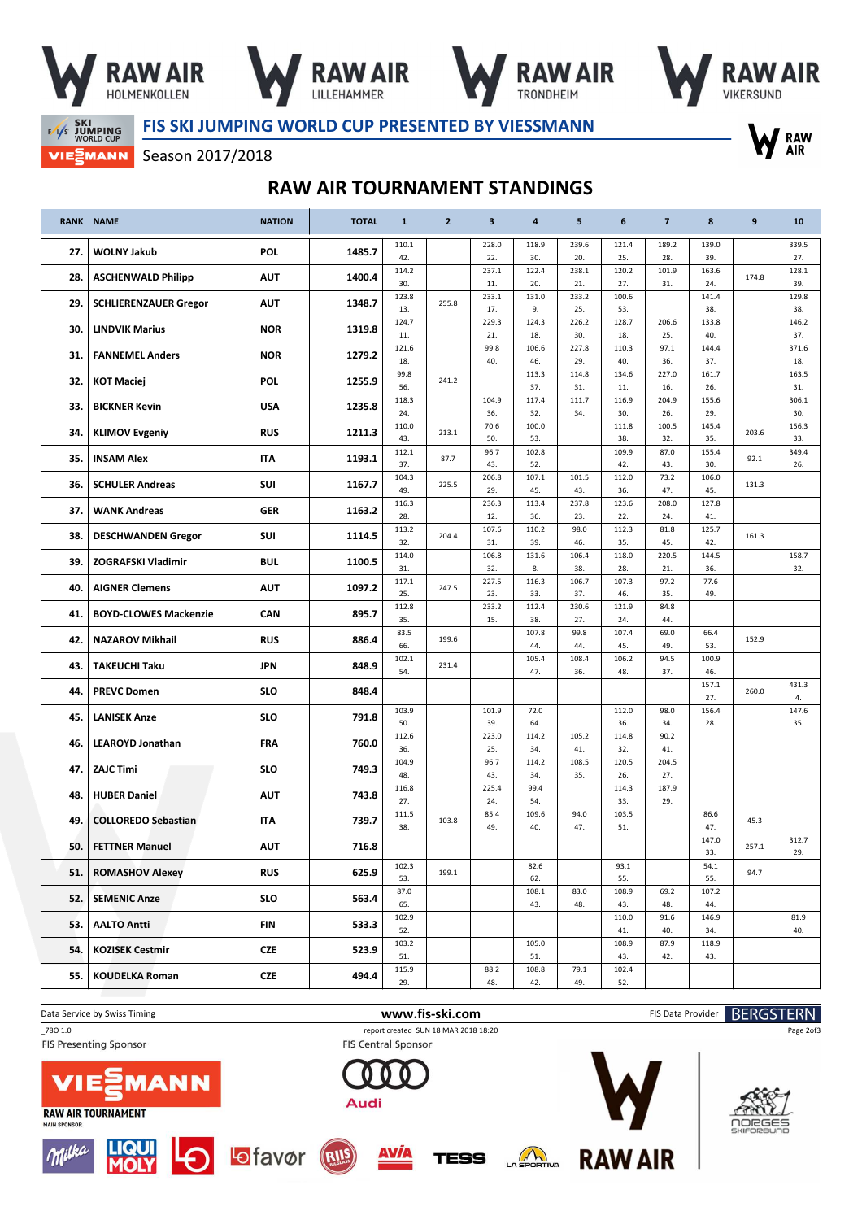# FIS SKI JUMPING WORLD CUP PRESENTED BY VIESSMANN

Season 2017/2018

## RAW AIR TOURNAMENT STANDINGS

| RANK | NAME | NATION | TOTAL | 1 | 2 | 3 | 4 | 5 | 6 | 7 | 8 | 9 | 10 |
|---|---|---|---|---|---|---|---|---|---|---|---|---|---|
| 27. | WOLNY Jakub | POL | 1485.7 | 110.1 42. | | 228.0 22. | 118.9 30. | 239.6 20. | 121.4 25. | 189.2 28. | 139.0 39. | | 339.5 27. |
| 28. | ASCHENWALD Philipp | AUT | 1400.4 | 114.2 30. | | 237.1 11. | 122.4 20. | 238.1 21. | 120.2 27. | 101.9 31. | 163.6 24. | 174.8 | 128.1 39. |
| 29. | SCHLIERENZAUER Gregor | AUT | 1348.7 | 123.8 13. | 255.8 | 233.1 17. | 131.0 9. | 233.2 25. | 100.6 53. | | 141.4 38. | | 129.8 38. |
| 30. | LINDVIK Marius | NOR | 1319.8 | 124.7 11. | | 229.3 21. | 124.3 18. | 226.2 30. | 128.7 18. | 206.6 25. | 133.8 40. | | 146.2 37. |
| 31. | FANNEMEL Anders | NOR | 1279.2 | 121.6 18. | | 99.8 40. | 106.6 46. | 227.8 29. | 110.3 40. | 97.1 36. | 144.4 37. | | 371.6 18. |
| 32. | KOT Maciej | POL | 1255.9 | 99.8 56. | 241.2 | | 113.3 37. | 114.8 31. | 134.6 11. | 227.0 16. | 161.7 26. | | 163.5 31. |
| 33. | BICKNER Kevin | USA | 1235.8 | 118.3 24. | | 104.9 36. | 117.4 32. | 111.7 34. | 116.9 30. | 204.9 26. | 155.6 29. | | 306.1 30. |
| 34. | KLIMOV Evgeniy | RUS | 1211.3 | 110.0 43. | 213.1 | 70.6 50. | 100.0 53. | | 111.8 38. | 100.5 32. | 145.4 35. | 203.6 | 156.3 33. |
| 35. | INSAM Alex | ITA | 1193.1 | 112.1 37. | 87.7 | 96.7 43. | 102.8 52. | | 109.9 42. | 87.0 43. | 155.4 30. | 92.1 | 349.4 26. |
| 36. | SCHULER Andreas | SUI | 1167.7 | 104.3 49. | 225.5 | 206.8 29. | 107.1 45. | 101.5 43. | 112.0 36. | 73.2 47. | 106.0 45. | 131.3 | |
| 37. | WANK Andreas | GER | 1163.2 | 116.3 28. | | 236.3 12. | 113.4 36. | 237.8 23. | 123.6 22. | 208.0 24. | 127.8 41. | | |
| 38. | DESCHWANDEN Gregor | SUI | 1114.5 | 113.2 32. | 204.4 | 107.6 31. | 110.2 39. | 98.0 46. | 112.3 35. | 81.8 45. | 125.7 42. | 161.3 | |
| 39. | ZOGRAFSKI Vladimir | BUL | 1100.5 | 114.0 31. | | 106.8 32. | 131.6 8. | 106.4 38. | 118.0 28. | 220.5 21. | 144.5 36. | | 158.7 32. |
| 40. | AIGNER Clemens | AUT | 1097.2 | 117.1 25. | 247.5 | 227.5 23. | 116.3 33. | 106.7 37. | 107.3 46. | 97.2 35. | 77.6 49. | | |
| 41. | BOYD-CLOWES Mackenzie | CAN | 895.7 | 112.8 35. | | 233.2 15. | 112.4 38. | 230.6 27. | 121.9 24. | 84.8 44. | | | |
| 42. | NAZAROV Mikhail | RUS | 886.4 | 83.5 66. | 199.6 | | 107.8 44. | 99.8 44. | 107.4 45. | 69.0 49. | 66.4 53. | 152.9 | |
| 43. | TAKEUCHI Taku | JPN | 848.9 | 102.1 54. | 231.4 | | 105.4 47. | 108.4 36. | 106.2 48. | 94.5 37. | 100.9 46. | | |
| 44. | PREVC Domen | SLO | 848.4 | | | | | | | | 157.1 27. | 260.0 | 431.3 4. |
| 45. | LANISEK Anze | SLO | 791.8 | 103.9 50. | | 101.9 39. | 72.0 64. | | 112.0 36. | 98.0 34. | 156.4 28. | | 147.6 35. |
| 46. | LEAROYD Jonathan | FRA | 760.0 | 112.6 36. | | 223.0 25. | 114.2 34. | 105.2 41. | 114.8 32. | 90.2 41. | | | |
| 47. | ZAJC Timi | SLO | 749.3 | 104.9 48. | | 96.7 43. | 114.2 34. | 108.5 35. | 120.5 26. | 204.5 27. | | | |
| 48. | HUBER Daniel | AUT | 743.8 | 116.8 27. | | 225.4 24. | 99.4 54. | | 114.3 33. | 187.9 29. | | | |
| 49. | COLLOREDO Sebastian | ITA | 739.7 | 111.5 38. | 103.8 | 85.4 49. | 109.6 40. | 94.0 47. | 103.5 51. | | 86.6 47. | 45.3 | |
| 50. | FETTNER Manuel | AUT | 716.8 | | | | | | | | 147.0 33. | 257.1 | 312.7 29. |
| 51. | ROMASHOV Alexey | RUS | 625.9 | 102.3 53. | 199.1 | | 82.6 62. | | 93.1 55. | | 54.1 55. | 94.7 | |
| 52. | SEMENIC Anze | SLO | 563.4 | 87.0 65. | | | 108.1 43. | 83.0 48. | 108.9 43. | 69.2 48. | 107.2 44. | | |
| 53. | AALTO Antti | FIN | 533.3 | 102.9 52. | | | | | 110.0 41. | 91.6 40. | 146.9 34. | | 81.9 40. |
| 54. | KOZISEK Cestmir | CZE | 523.9 | 103.2 51. | | | 105.0 51. | | 108.9 43. | 87.9 42. | 118.9 43. | | |
| 55. | KOUDELKA Roman | CZE | 494.4 | 115.9 29. | | 88.2 48. | 108.8 42. | 79.1 49. | 102.4 52. | | | | |

Data Service by Swiss Timing — www.fis-ski.com — FIS Data Provider BERGSTERN

_78O 1.0 — report created SUN 18 MAR 2018 18:20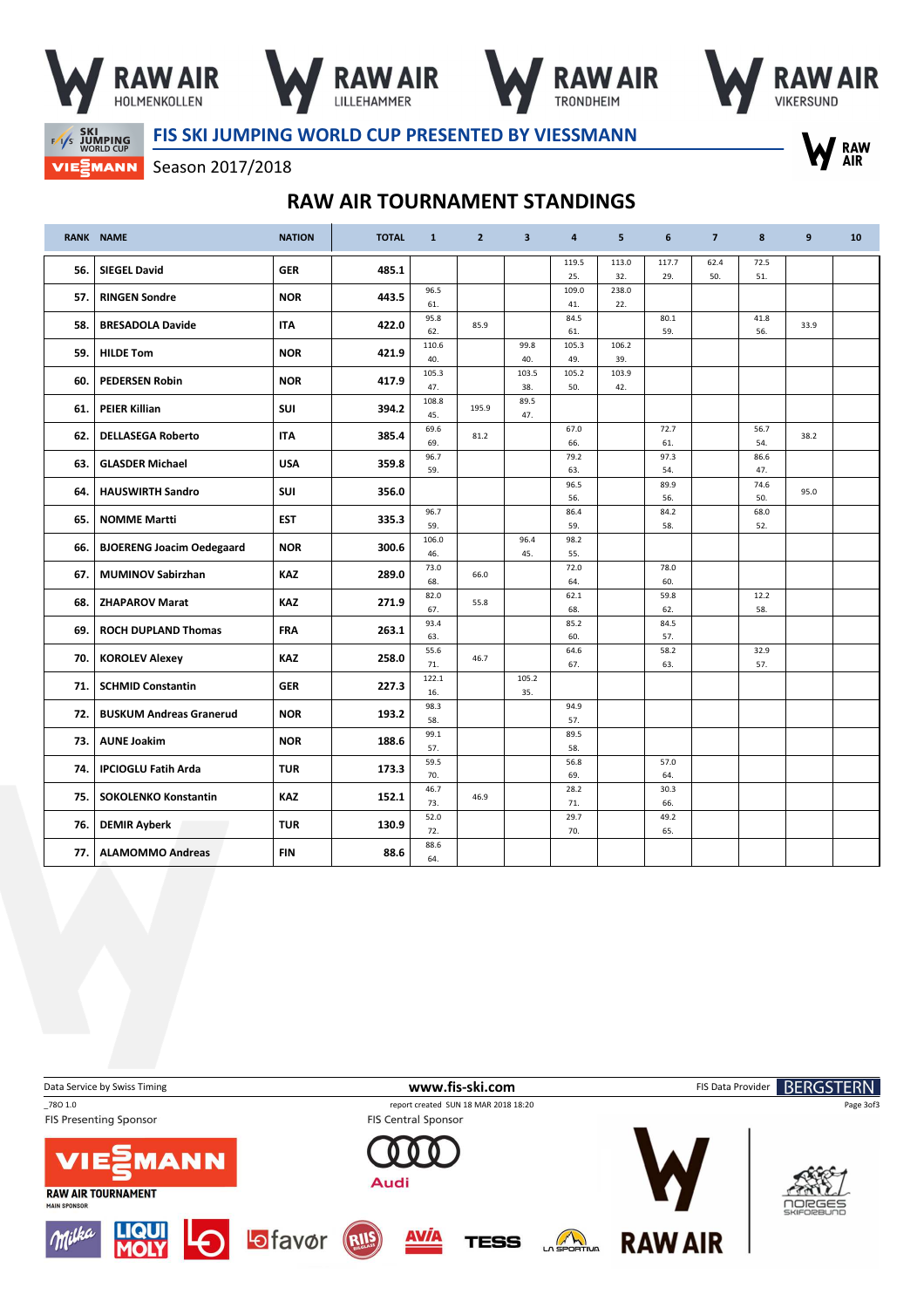# RAW AIR TOURNAMENT STANDINGS

FIS SKI JUMPING WORLD CUP PRESENTED BY VIESSMANN

Season 2017/2018

| RANK | NAME | NATION | TOTAL | 1 | 2 | 3 | 4 | 5 | 6 | 7 | 8 | 9 | 10 |
|---|---|---|---|---|---|---|---|---|---|---|---|---|---|
| 56. | SIEGEL David | GER | 485.1 | | | | 119.5 25. | 113.0 32. | 117.7 29. | 62.4 50. | 72.5 51. | | |
| 57. | RINGEN Sondre | NOR | 443.5 | 96.5 61. | | | 109.0 41. | 238.0 22. | | | | | |
| 58. | BRESADOLA Davide | ITA | 422.0 | 95.8 62. | 85.9 | | 84.5 61. | | 80.1 59. | | 41.8 56. | 33.9 | |
| 59. | HILDE Tom | NOR | 421.9 | 110.6 40. | | 99.8 40. | 105.3 49. | 106.2 39. | | | | | |
| 60. | PEDERSEN Robin | NOR | 417.9 | 105.3 47. | | 103.5 38. | 105.2 50. | 103.9 42. | | | | | |
| 61. | PEIER Killian | SUI | 394.2 | 108.8 45. | 195.9 | 89.5 47. | | | | | | | |
| 62. | DELLASEGA Roberto | ITA | 385.4 | 69.6 69. | 81.2 | | 67.0 66. | | 72.7 61. | | 56.7 54. | 38.2 | |
| 63. | GLASDER Michael | USA | 359.8 | 96.7 59. | | | 79.2 63. | | 97.3 54. | | 86.6 47. | | |
| 64. | HAUSWIRTH Sandro | SUI | 356.0 | | | | 96.5 56. | | 89.9 56. | | 74.6 50. | 95.0 | |
| 65. | NOMME Martti | EST | 335.3 | 96.7 59. | | | 86.4 59. | | 84.2 58. | | 68.0 52. | | |
| 66. | BJOERENG Joacim Oedegaard | NOR | 300.6 | 106.0 46. | | 96.4 45. | 98.2 55. | | | | | | |
| 67. | MUMINOV Sabirzhan | KAZ | 289.0 | 73.0 68. | 66.0 | | 72.0 64. | | 78.0 60. | | | | |
| 68. | ZHAPAROV Marat | KAZ | 271.9 | 82.0 67. | 55.8 | | 62.1 68. | | 59.8 62. | | 12.2 58. | | |
| 69. | ROCH DUPLAND Thomas | FRA | 263.1 | 93.4 63. | | | 85.2 60. | | 84.5 57. | | | | |
| 70. | KOROLEV Alexey | KAZ | 258.0 | 55.6 71. | 46.7 | | 64.6 67. | | 58.2 63. | | 32.9 57. | | |
| 71. | SCHMID Constantin | GER | 227.3 | 122.1 16. | | 105.2 35. | | | | | | | |
| 72. | BUSKUM Andreas Granerud | NOR | 193.2 | 98.3 58. | | | 94.9 57. | | | | | | |
| 73. | AUNE Joakim | NOR | 188.6 | 99.1 57. | | | 89.5 58. | | | | | | |
| 74. | IPCIOGLU Fatih Arda | TUR | 173.3 | 59.5 70. | | | 56.8 69. | | 57.0 64. | | | | |
| 75. | SOKOLENKO Konstantin | KAZ | 152.1 | 46.7 73. | 46.9 | | 28.2 71. | | 30.3 66. | | | | |
| 76. | DEMIR Ayberk | TUR | 130.9 | 52.0 72. | | | 29.7 70. | | 49.2 65. | | | | |
| 77. | ALAMOMMO Andreas | FIN | 88.6 | 88.6 64. | | | | | | | | | |

Data Service by Swiss Timing — www.fis-ski.com — FIS Data Provider BERGSTERN

_78O 1.0 — report created SUN 18 MAR 2018 18:20

FIS Presenting Sponsor — FIS Central Sponsor